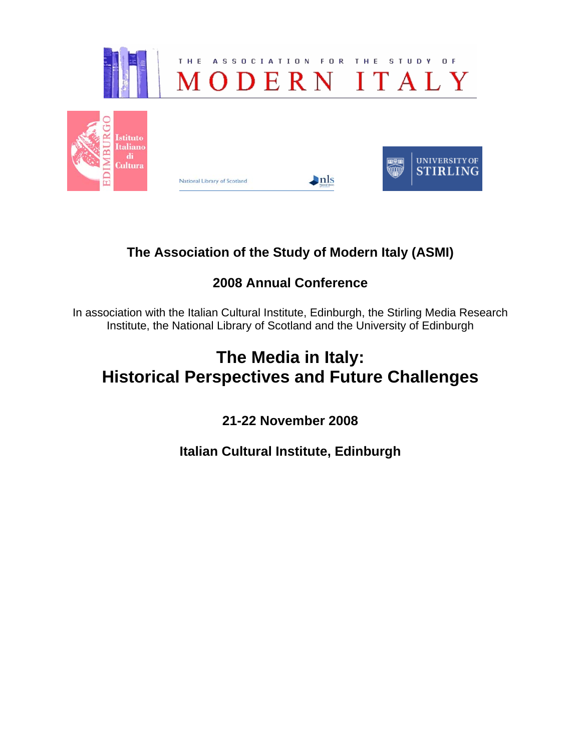THE ASSOCIATION FOR THE STUDY OF

MODERN ITALY

EDIMBURGO Istituto Italiano di Cultura

National Library of Scotland nls

UNIVERSITY OF STIRLING

**The Association of the Study of Modern Italy (ASMI)**

**2008 Annual Conference**

In association with the Italian Cultural Institute, Edinburgh, the Stirling Media Research Institute, the National Library of Scotland and the University of Edinburgh

# The Media in Italy: Historical Perspectives and Future Challenges

**21-22 November 2008**

**Italian Cultural Institute, Edinburgh**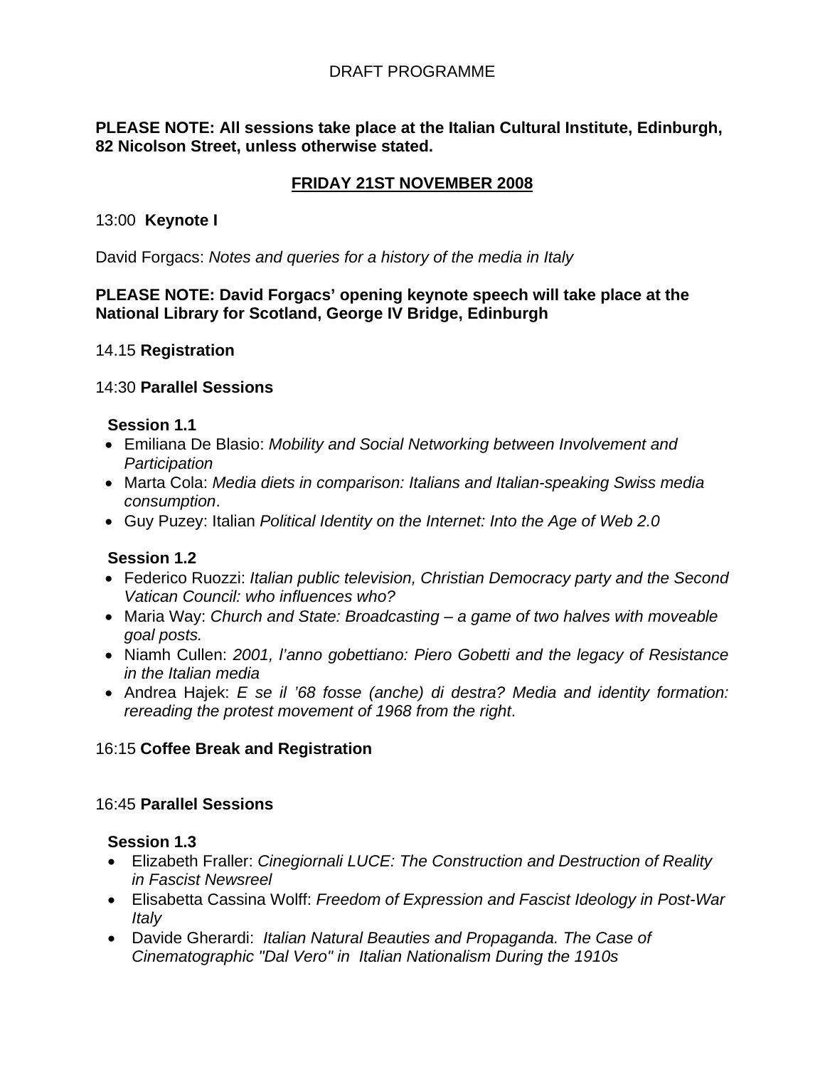DRAFT PROGRAMME

**PLEASE NOTE: All sessions take place at the Italian Cultural Institute, Edinburgh, 82 Nicolson Street, unless otherwise stated.**

## FRIDAY 21ST NOVEMBER 2008

13:00 **Keynote I**

David Forgacs: *Notes and queries for a history of the media in Italy*

**PLEASE NOTE: David Forgacs' opening keynote speech will take place at the National Library for Scotland, George IV Bridge, Edinburgh**

14.15 **Registration**

14:30 **Parallel Sessions**

**Session 1.1**

- Emiliana De Blasio: *Mobility and Social Networking between Involvement and Participation*
- Marta Cola: *Media diets in comparison: Italians and Italian-speaking Swiss media consumption*.
- Guy Puzey: Italian *Political Identity on the Internet: Into the Age of Web 2.0*

**Session 1.2**

- Federico Ruozzi: *Italian public television, Christian Democracy party and the Second Vatican Council: who influences who?*
- Maria Way: *Church and State: Broadcasting – a game of two halves with moveable goal posts.*
- Niamh Cullen: *2001, l'anno gobettiano: Piero Gobetti and the legacy of Resistance in the Italian media*
- Andrea Hajek: *E se il '68 fosse (anche) di destra? Media and identity formation: rereading the protest movement of 1968 from the right*.

16:15 **Coffee Break and Registration**

16:45 **Parallel Sessions**

**Session 1.3**

- Elizabeth Fraller: *Cinegiornali LUCE: The Construction and Destruction of Reality in Fascist Newsreel*
- Elisabetta Cassina Wolff: *Freedom of Expression and Fascist Ideology in Post-War Italy*
- Davide Gherardi: *Italian Natural Beauties and Propaganda. The Case of Cinematographic "Dal Vero" in Italian Nationalism During the 1910s*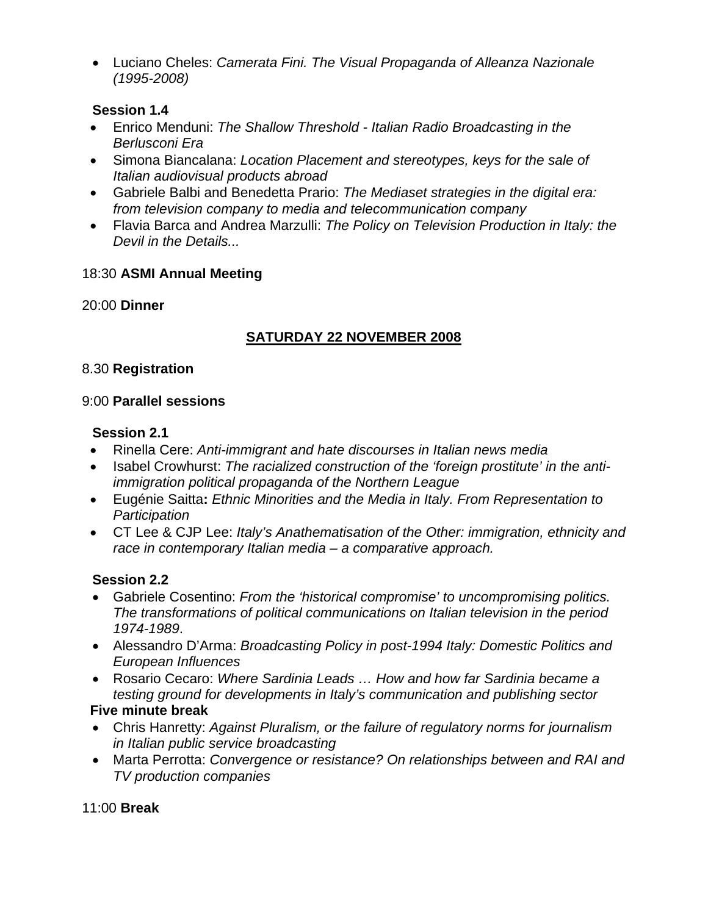- Luciano Cheles: *Camerata Fini. The Visual Propaganda of Alleanza Nazionale (1995-2008)*

**Session 1.4**

- Enrico Menduni: *The Shallow Threshold - Italian Radio Broadcasting in the Berlusconi Era*
- Simona Biancalana: *Location Placement and stereotypes, keys for the sale of Italian audiovisual products abroad*
- Gabriele Balbi and Benedetta Prario: *The Mediaset strategies in the digital era: from television company to media and telecommunication company*
- Flavia Barca and Andrea Marzulli: *The Policy on Television Production in Italy: the Devil in the Details...*

18:30 **ASMI Annual Meeting**

20:00 **Dinner**

## SATURDAY 22 NOVEMBER 2008

8.30 **Registration**

9:00 **Parallel sessions**

**Session 2.1**

- Rinella Cere: *Anti-immigrant and hate discourses in Italian news media*
- Isabel Crowhurst: *The racialized construction of the 'foreign prostitute' in the anti-immigration political propaganda of the Northern League*
- Eugénie Saitta**:** *Ethnic Minorities and the Media in Italy. From Representation to Participation*
- CT Lee & CJP Lee: *Italy's Anathematisation of the Other: immigration, ethnicity and race in contemporary Italian media – a comparative approach.*

**Session 2.2**

- Gabriele Cosentino: *From the 'historical compromise' to uncompromising politics. The transformations of political communications on Italian television in the period 1974-1989*.
- Alessandro D'Arma: *Broadcasting Policy in post-1994 Italy: Domestic Politics and European Influences*
- Rosario Cecaro: *Where Sardinia Leads … How and how far Sardinia became a testing ground for developments in Italy's communication and publishing sector*

**Five minute break**

- Chris Hanretty: *Against Pluralism, or the failure of regulatory norms for journalism in Italian public service broadcasting*
- Marta Perrotta: *Convergence or resistance? On relationships between and RAI and TV production companies*

11:00 **Break**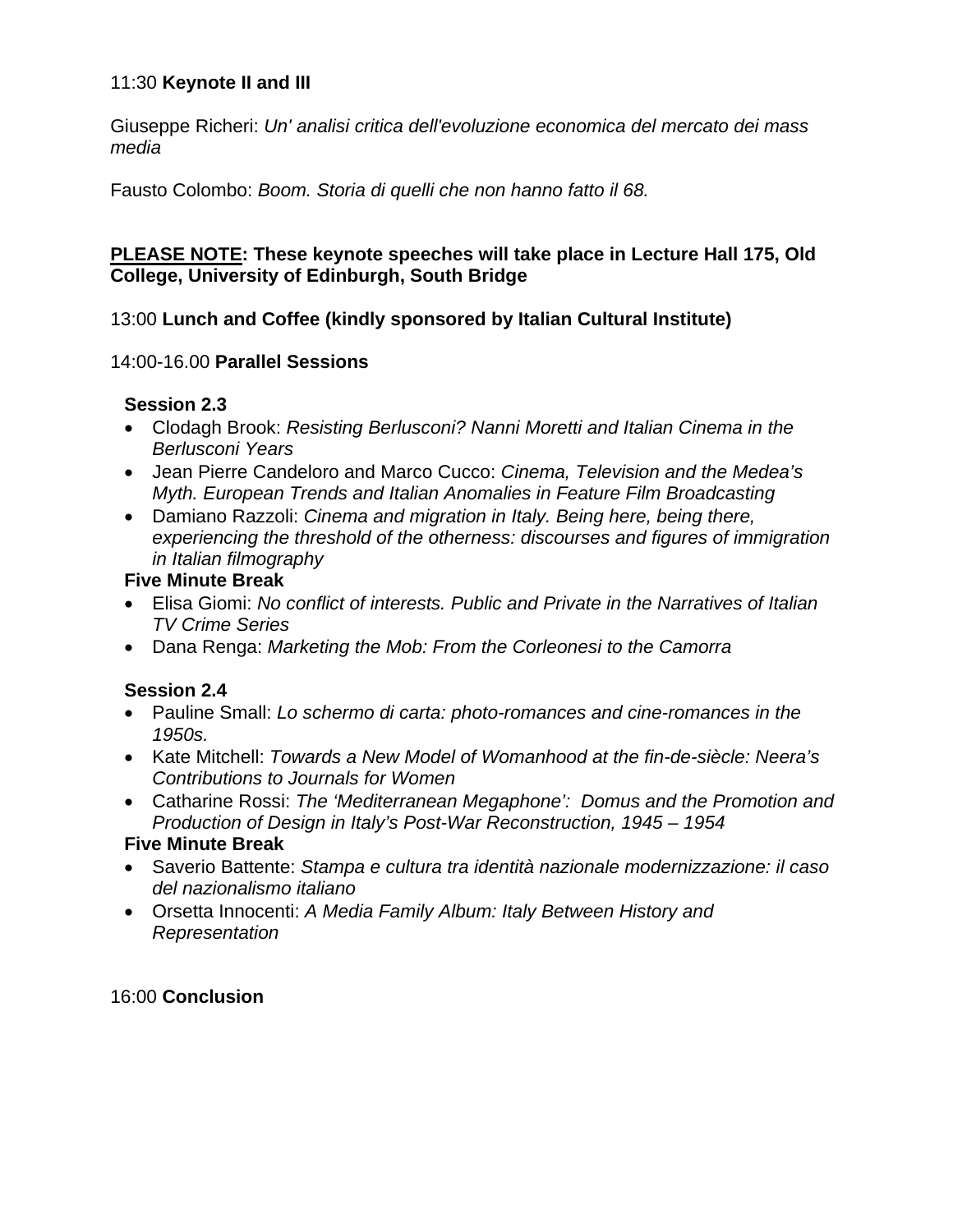11:30 **Keynote II and III**

Giuseppe Richeri: *Un' analisi critica dell'evoluzione economica del mercato dei mass media*

Fausto Colombo: *Boom. Storia di quelli che non hanno fatto il 68.*

**PLEASE NOTE: These keynote speeches will take place in Lecture Hall 175, Old College, University of Edinburgh, South Bridge**

13:00 **Lunch and Coffee (kindly sponsored by Italian Cultural Institute)**

14:00-16.00 **Parallel Sessions**

**Session 2.3**

- Clodagh Brook: *Resisting Berlusconi? Nanni Moretti and Italian Cinema in the Berlusconi Years*
- Jean Pierre Candeloro and Marco Cucco: *Cinema, Television and the Medea's Myth. European Trends and Italian Anomalies in Feature Film Broadcasting*
- Damiano Razzoli: *Cinema and migration in Italy. Being here, being there, experiencing the threshold of the otherness: discourses and figures of immigration in Italian filmography*

**Five Minute Break**

- Elisa Giomi: *No conflict of interests. Public and Private in the Narratives of Italian TV Crime Series*
- Dana Renga: *Marketing the Mob: From the Corleonesi to the Camorra*

**Session 2.4**

- Pauline Small: *Lo schermo di carta: photo-romances and cine-romances in the 1950s.*
- Kate Mitchell: *Towards a New Model of Womanhood at the fin-de-siècle: Neera's Contributions to Journals for Women*
- Catharine Rossi: *The 'Mediterranean Megaphone': Domus and the Promotion and Production of Design in Italy's Post-War Reconstruction, 1945 – 1954*

**Five Minute Break**

- Saverio Battente: *Stampa e cultura tra identità nazionale modernizzazione: il caso del nazionalismo italiano*
- Orsetta Innocenti: *A Media Family Album: Italy Between History and Representation*

16:00 **Conclusion**